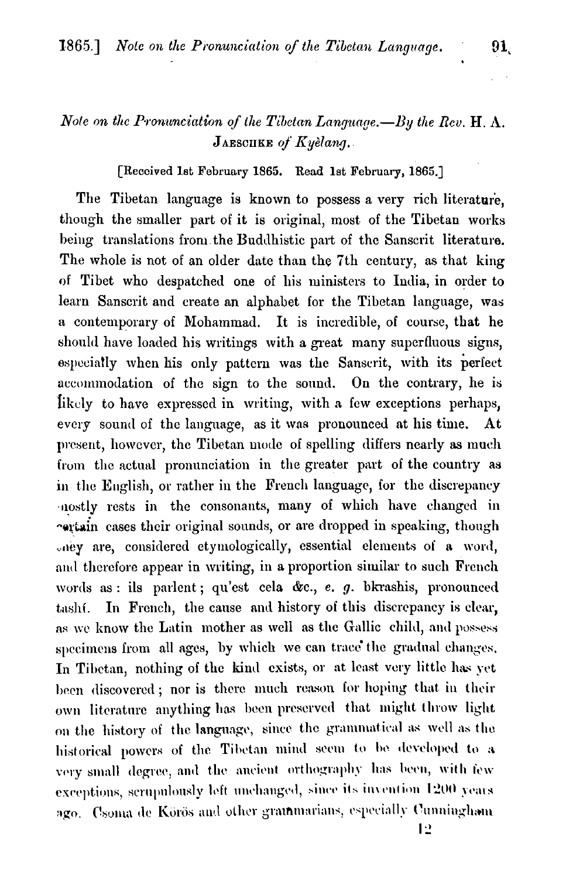*Note on the Pronunciation of the Tibetan Language.—By the Rev.* H. A. JAESCHKE *of Kyèlang.*

[Received 1st February 1865. Read 1st February, 1865.]

The Tibetan language is known to possess a very rich literature, though the smaller part of it is original, most of the Tibetan works being translations from the Buddhistic part of the Sanscrit literature. The whole is not of an older date than the 7th century, as that king of Tibet who despatched one of his ministers to India, in order to learn Sanscrit and create an alphabet for the Tibetan language, was a contemporary of Mohammad. It is incredible, of course, that he should have loaded his writings with a great many superfluous signs, especially when his only pattern was the Sanscrit, with its perfect accommodation of the sign to the sound. On the contrary, he is likely to have expressed in writing, with a few exceptions perhaps, every sound of the language, as it was pronounced at his time. At present, however, the Tibetan mode of spelling differs nearly as much from the actual pronunciation in the greater part of the country as in the English, or rather in the French language, for the discrepancy mostly rests in the consonants, many of which have changed in certain cases their original sounds, or are dropped in speaking, though they are, considered etymologically, essential elements of a word, and therefore appear in writing, in a proportion similar to such French words as: ils parlent; qu'est cela &c., *e. g.* bkrashis, pronounced tashí. In French, the cause and history of this discrepancy is clear, as we know the Latin mother as well as the Gallic child, and possess specimens from all ages, by which we can trace the gradual changes. In Tibetan, nothing of the kind exists, or at least very little has yet been discovered; nor is there much reason for hoping that in their own literature anything has been preserved that might throw light on the history of the language, since the grammatical as well as the historical powers of the Tibetan mind seem to be developed to a very small degree, and the ancient orthography has been, with few exceptions, scrupulously left unchanged, since its invention 1200 years ago. Csoma de Körös and other grammarians, especially Cunningham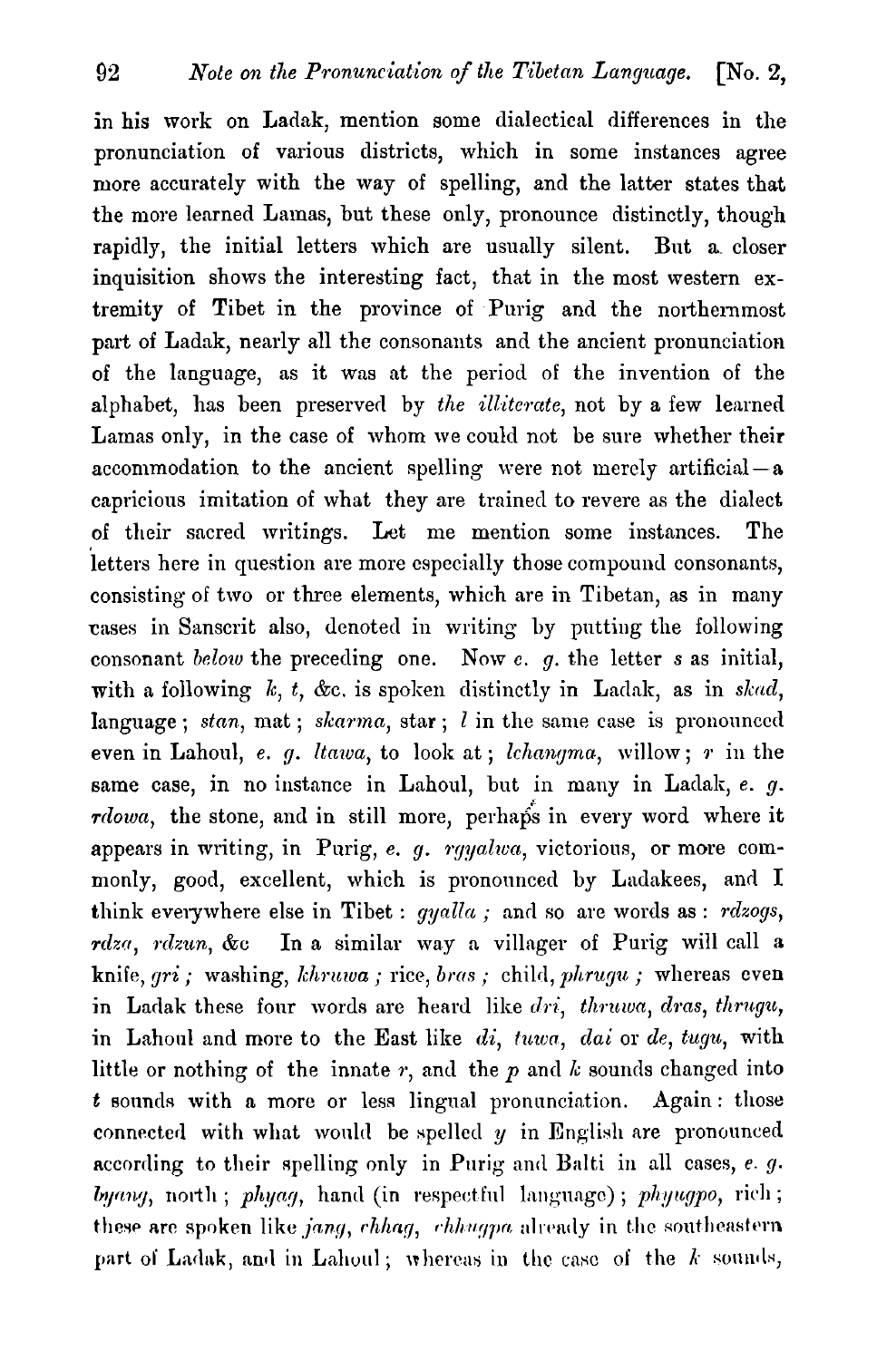in his work on Ladak, mention some dialectical differences in the pronunciation of various districts, which in some instances agree more accurately with the way of spelling, and the latter states that the more learned Lamas, but these only, pronounce distinctly, though rapidly, the initial letters which are usually silent. But a closer inquisition shows the interesting fact, that in the most western extremity of Tibet in the province of Purig and the northernmost part of Ladak, nearly all the consonants and the ancient pronunciation of the language, as it was at the period of the invention of the alphabet, has been preserved by *the illiterate*, not by a few learned Lamas only, in the case of whom we could not be sure whether their accommodation to the ancient spelling were not merely artificial—a capricious imitation of what they are trained to revere as the dialect of their sacred writings. Let me mention some instances. The letters here in question are more especially those compound consonants, consisting of two or three elements, which are in Tibetan, as in many cases in Sanscrit also, denoted in writing by putting the following consonant *below* the preceding one. Now *e. g.* the letter *s* as initial, with a following *k*, *t*, &c. is spoken distinctly in Ladak, as in *skad*, language; *stan*, mat; *skarma*, star; *l* in the same case is pronounced even in Lahoul, *e. g. ltawa*, to look at; *lchangma*, willow; *r* in the same case, in no instance in Lahoul, but in many in Ladak, *e. g. rdowa*, the stone, and in still more, perhaps in every word where it appears in writing, in Purig, *e. g. rgyalwa*, victorious, or more commonly, good, excellent, which is pronounced by Ladakees, and I think everywhere else in Tibet: *gyalla*; and so are words as: *rdzogs*, *rdza*, *rdzun*, &c In a similar way a villager of Purig will call a knife, *gri*; washing, *khruwa*; rice, *bras*; child, *phrugu*; whereas even in Ladak these four words are heard like *dri*, *thruwa*, *dras*, *thrugu*, in Lahoul and more to the East like *di*, *tuwa*, *dai* or *de*, *tugu*, with little or nothing of the innate *r*, and the *p* and *k* sounds changed into *t* sounds with a more or less lingual pronunciation. Again: those connected with what would be spelled *y* in English are pronounced according to their spelling only in Purig and Balti in all cases, *e. g. byang*, north; *phyag*, hand (in respectful language); *phyugpo*, rich; these are spoken like *jang*, *chhag*, *chhugpa* already in the southeastern part of Ladak, and in Lahoul; whereas in the case of the *k* sounds,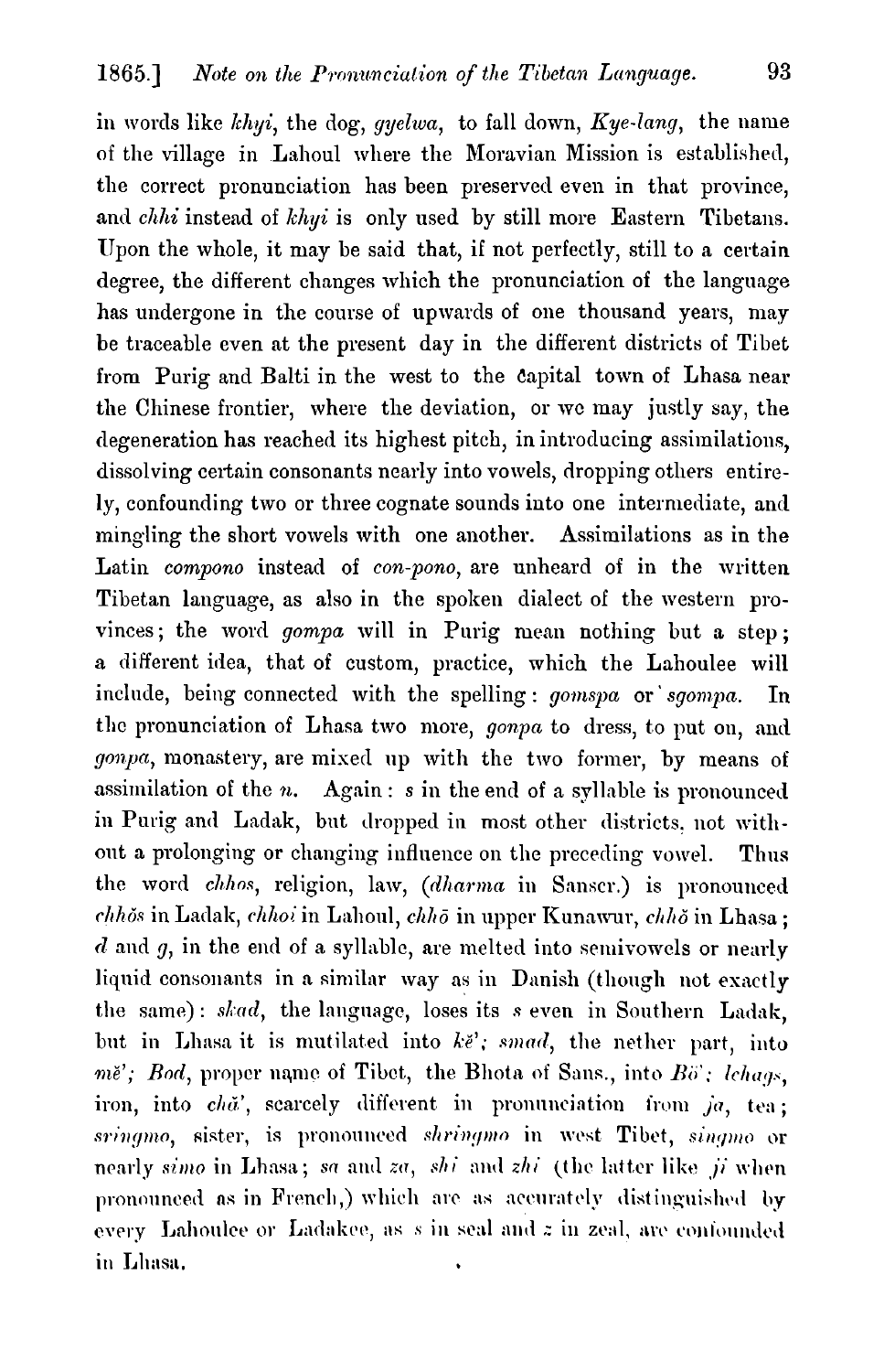in words like *khyi*, the dog, *gyelwa*, to fall down, *Kye-lang*, the name of the village in Lahoul where the Moravian Mission is established, the correct pronunciation has been preserved even in that province, and *chhi* instead of *khyi* is only used by still more Eastern Tibetans. Upon the whole, it may be said that, if not perfectly, still to a certain degree, the different changes which the pronunciation of the language has undergone in the course of upwards of one thousand years, may be traceable even at the present day in the different districts of Tibet from Purig and Balti in the west to the capital town of Lhasa near the Chinese frontier, where the deviation, or we may justly say, the degeneration has reached its highest pitch, in introducing assimilations, dissolving certain consonants nearly into vowels, dropping others entirely, confounding two or three cognate sounds into one intermediate, and mingling the short vowels with one another. Assimilations as in the Latin *compono* instead of *con-pono*, are unheard of in the written Tibetan language, as also in the spoken dialect of the western provinces; the word *gompa* will in Purig mean nothing but a step; a different idea, that of custom, practice, which the Lahoulee will include, being connected with the spelling: *gomspa* or *'sgompa*. In the pronunciation of Lhasa two more, *gonpa* to dress, to put on, and *gonpa*, monastery, are mixed up with the two former, by means of assimilation of the *n*. Again: *s* in the end of a syllable is pronounced in Purig and Ladak, but dropped in most other districts, not without a prolonging or changing influence on the preceding vowel. Thus the word *chhos*, religion, law, (*dharma* in Sanscr.) is pronounced *chhŏs* in Ladak, *chhoi* in Lahoul, *chhō* in upper Kunawur, *chhö* in Lhasa; *d* and *g*, in the end of a syllable, are melted into semivowels or nearly liquid consonants in a similar way as in Danish (though not exactly the same): *skad*, the language, loses its *s* even in Southern Ladak, but in Lhasa it is mutilated into *kĕ'*; *smad*, the nether part, into *mĕ'*; *Bod*, proper name of Tibet, the Bhota of Sans., into *Bö'*; *lchags*, iron, into *chă'*, scarcely different in pronunciation from *ja*, tea; *sringmo*, sister, is pronounced *shringmo* in west Tibet, *singmo* or nearly *simo* in Lhasa; *sa* and *za*, *shi* and *zhi* (the latter like *ji* when pronounced as in French,) which are as accurately distinguished by every Lahoulee or Ladakee, as *s* in seal and *z* in zeal, are confounded in Lhasa.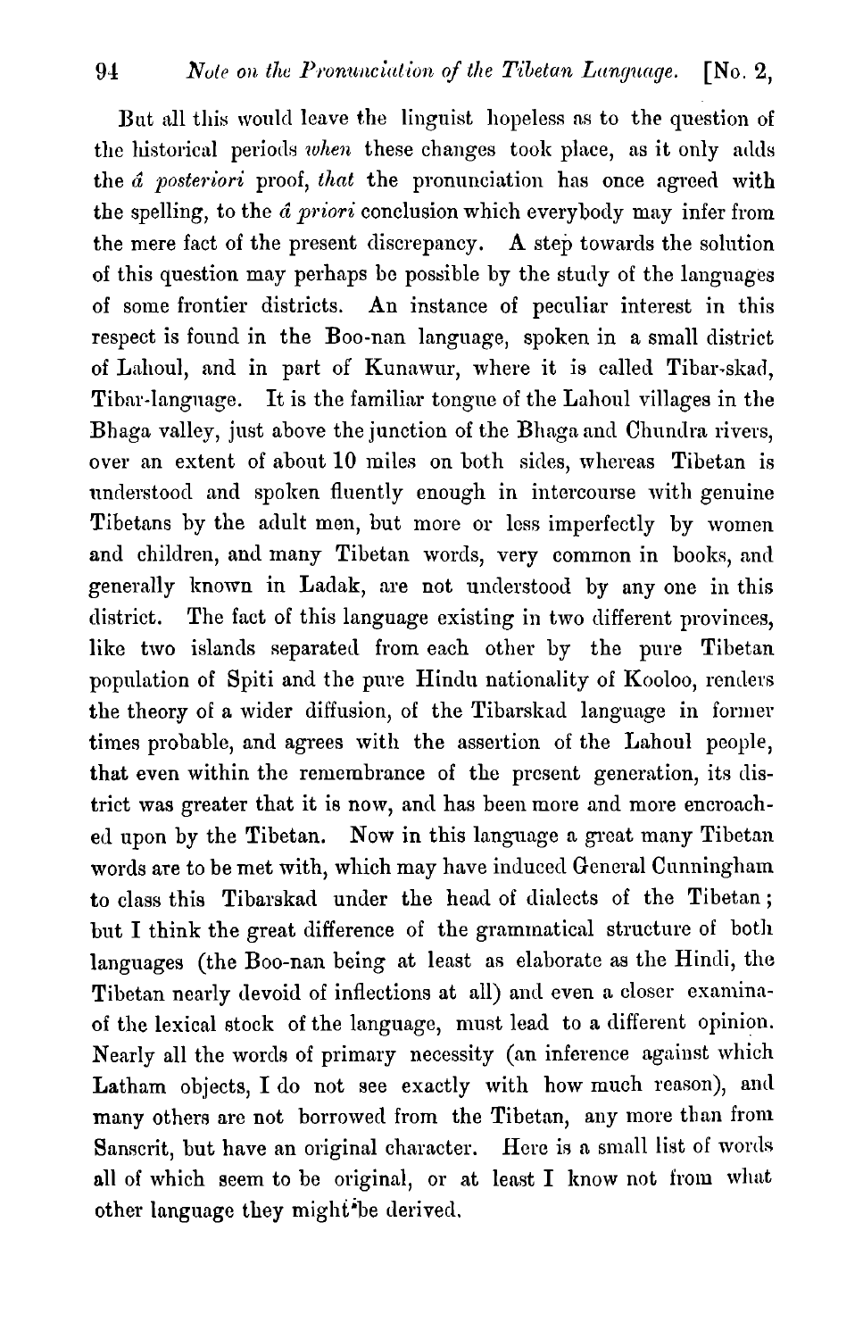But all this would leave the linguist hopeless as to the question of the historical periods *when* these changes took place, as it only adds the *á posteriori* proof, *that* the pronunciation has once agreed with the spelling, to the *á priori* conclusion which everybody may infer from the mere fact of the present discrepancy. A step towards the solution of this question may perhaps be possible by the study of the languages of some frontier districts. An instance of peculiar interest in this respect is found in the Boo-nan language, spoken in a small district of Lahoul, and in part of Kunawur, where it is called Tibar-skad, Tibar-language. It is the familiar tongue of the Lahoul villages in the Bhaga valley, just above the junction of the Bhaga and Chundra rivers, over an extent of about 10 miles on both sides, whereas Tibetan is understood and spoken fluently enough in intercourse with genuine Tibetans by the adult men, but more or less imperfectly by women and children, and many Tibetan words, very common in books, and generally known in Ladak, are not understood by any one in this district. The fact of this language existing in two different provinces, like two islands separated from each other by the pure Tibetan population of Spiti and the pure Hindu nationality of Kooloo, renders the theory of a wider diffusion, of the Tibarskad language in former times probable, and agrees with the assertion of the Lahoul people, that even within the remembrance of the present generation, its district was greater that it is now, and has been more and more encroached upon by the Tibetan. Now in this language a great many Tibetan words are to be met with, which may have induced General Cunningham to class this Tibarskad under the head of dialects of the Tibetan; but I think the great difference of the grammatical structure of both languages (the Boo-nan being at least as elaborate as the Hindi, the Tibetan nearly devoid of inflections at all) and even a closer examina- of the lexical stock of the language, must lead to a different opinion. Nearly all the words of primary necessity (an inference against which Latham objects, I do not see exactly with how much reason), and many others are not borrowed from the Tibetan, any more than from Sanscrit, but have an original character. Here is a small list of words all of which seem to be original, or at least I know not from what other language they might be derived.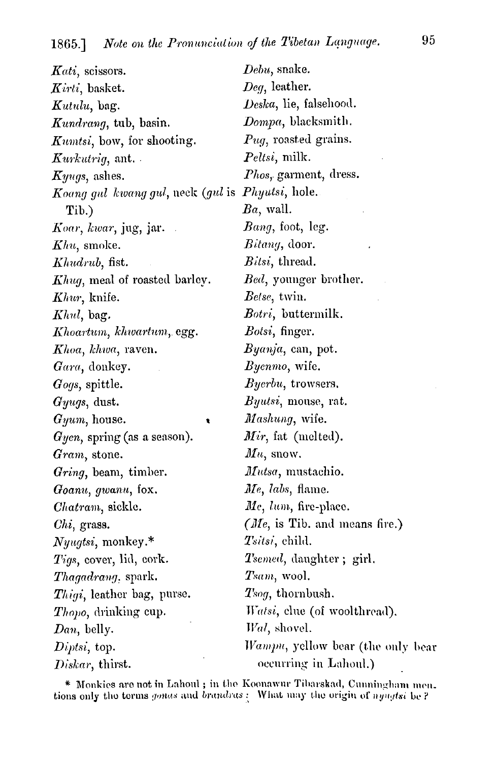*Kati*, scissors.
*Kirti*, basket.
*Kutulu*, bag.
*Kundrang*, tub, basin.
*Kumtsi*, bow, for shooting.
*Kurkutrig*, ant.
*Kyugs*, ashes.
*Koang gul kwang gul*, neck (*gul* is Tib.)
*Koar*, *kwar*, jug, jar.
*Khu*, smoke.
*Khudrub*, fist.
*Khug*, meal of roasted barley.
*Khur*, knife.
*Khul*, bag.
*Khoartum*, *khwartum*, egg.
*Khoa*, *khwa*, raven.
*Gara*, donkey.
*Gogs*, spittle.
*Gyugs*, dust.
*Gyum*, house.
*Gyen*, spring (as a season).
*Gram*, stone.
*Gring*, beam, timber.
*Goanu*, *gwanu*, fox.
*Chatram*, sickle.
*Chi*, grass.
*Nyugtsi*, monkey.*
*Tigs*, cover, lid, cork.
*Thagadrang*, spark.
*Thigi*, leather bag, purse.
*Thopo*, drinking cup.
*Dan*, belly.
*Diptsi*, top.
*Diskar*, thirst.
*Debu*, snake.
*Deg*, leather.
*Deska*, lie, falsehood.
*Dompa*, blacksmith.
*Pug*, roasted grains.
*Peltsi*, milk.
*Phos*, garment, dress.
*Phyutsi*, hole.
*Ba*, wall.
*Bang*, foot, leg.
*Bitang*, door.
*Bitsi*, thread.
*Bed*, younger brother.
*Betse*, twin.
*Botri*, buttermilk.
*Botsi*, finger.
*Byanja*, can, pot.
*Byenmo*, wife.
*Byerbu*, trowsers.
*Byutsi*, mouse, rat.
*Mashung*, wife.
*Mir*, fat (melted).
*Mu*, snow.
*Mutsa*, mustachio.
*Me*, *labs*, flame.
*Me*, *lum*, fire-place.
(*Me*, is Tib. and means fire.)
*Tsitsi*, child.
*Tsemed*, daughter; girl.
*Tsam*, wool.
*Tsog*, thornbush.
*Watsi*, clue (of woolthread).
*Wal*, shovel.
*Wampu*, yellow bear (the only bear occurring in Lahoul.)

\* Monkies are not in Lahoul; in the Koonawur Tibarskad, Cunningham mentions only the terms *gonas* and *brandras*: What may the origin of *nyugtsi* be?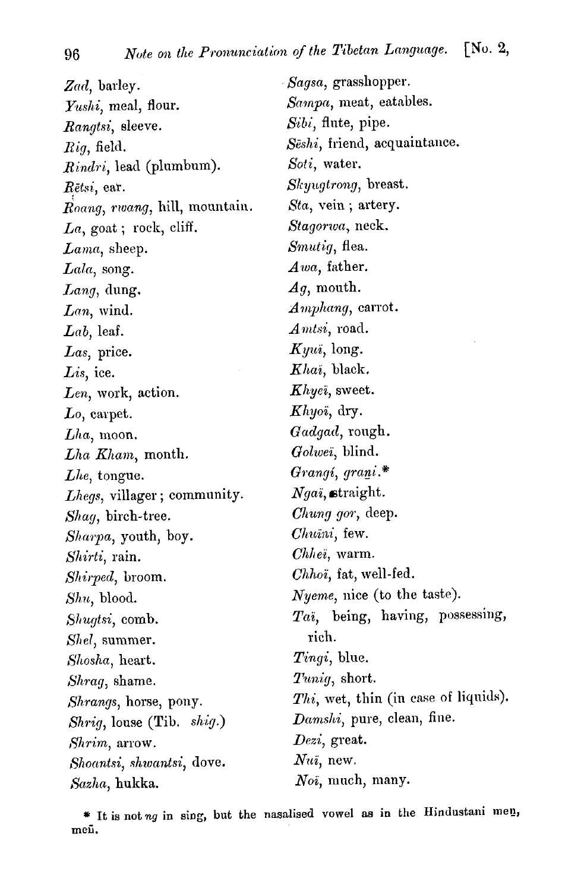*Zad*, barley.
*Yushi*, meal, flour.
*Rangtsi*, sleeve.
*Rig*, field.
*Rindri*, lead (plumbum).
*Ṛētsi*, ear.
*Ṛoang*, *rwang*, hill, mountain.
*La*, goat; rock, cliff.
*Lama*, sheep.
*Lala*, song.
*Lang*, dung.
*Lan*, wind.
*Lab*, leaf.
*Las*, price.
*Lis*, ice.
*Len*, work, action.
*Lo*, carpet.
*Lha*, moon.
*Lha Kham*, month.
*Lhe*, tongue.
*Lhegs*, villager; community.
*Shag*, birch-tree.
*Sharpa*, youth, boy.
*Shirti*, rain.
*Shirped*, broom.
*Shu*, blood.
*Shugtsi*, comb.
*Shel*, summer.
*Shosha*, heart.
*Shrag*, shame.
*Shrangs*, horse, pony.
*Shrig*, louse (Tib. *shig*.)
*Shrim*, arrow.
*Shoantsi*, *shwantsi*, dove.
*Sazha*, hukka.
*Sagsa*, grasshopper.
*Sampa*, meat, eatables.
*Sibi*, flute, pipe.
*Sēshi*, friend, acquaintance.
*Soti*, water.
*Skyugtrong*, breast.
*Sta*, vein; artery.
*Stagorwa*, neck.
*Smutig*, flea.
*Awa*, father.
*Ag*, mouth.
*Amphang*, carrot.
*Amtsi*, road.
*Kyuï*, long.
*Khaï*, black.
*Khyeï*, sweet.
*Khyoï*, dry.
*Gadgad*, rough.
*Golweï*, blind.
*Grangí*, *gran̲i*.*
*Ngaï*, straight.
*Chung gor*, deep.
*Chuüni*, few.
*Chheï*, warm.
*Chhoï*, fat, well-fed.
*Nyeme*, nice (to the taste).
*Taï*, being, having, possessing, rich.
*Tingi*, blue.
*Tunig*, short.
*Thi*, wet, thin (in case of liquids).
*Damshi*, pure, clean, fine.
*Dezi*, great.
*Nuï*, new.
*Noï*, much, many.

* It is not *ng* in sing, but the nasalised vowel as in the Hindustani meṉ, meũ.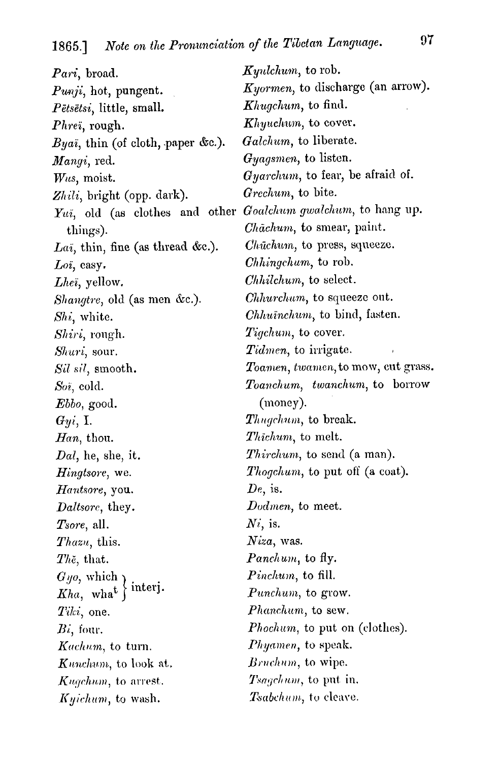*Pari*, broad.

*Punji*, hot, pungent.

*Pētsētsi*, little, small.

*Phreï*, rough.

*Byaï*, thin (of cloth, paper &c.).

*Mangi*, red.

*Wus*, moist.

*Zhili*, bright (opp. dark).

*Yuï*, old (as clothes and other things).

*Laï*, thin, fine (as thread &c.).

*Loï*, easy.

*Lheï*, yellow.

*Shangtre*, old (as men &c.).

*Shi*, white.

*Shiri*, rough.

*Shuri*, sour.

*Sil sil*, smooth.

*Soï*, cold.

*Ebbo*, good.

*Gyi*, I.

*Han*, thou.

*Dal*, he, she, it.

*Hingtsore*, we.

*Hantsore*, you.

*Daltsore*, they.

*Tsore*, all.

*Thazu*, this.

*Thĕ*, that.

*Gyo*, which } interj.
*Kha*, what }

*Tiki*, one.

*Bi*, four.

*Kachum*, to turn.

*Kunchum*, to look at.

*Kugchum*, to arrest.

*Kyichum*, to wash.

*Kyulchum*, to rob.

*Kyormen*, to discharge (an arrow).

*Khugchum*, to find.

*Khyuchum*, to cover.

*Galchum*, to liberate.

*Gyagsmen*, to listen.

*Gyarchum*, to fear, be afraid of.

*Grechum*, to bite.

*Goalchum gwalchum*, to hang up.

*Chăchum*, to smear, paint.

*Chŭchum*, to press, squeeze.

*Chhingchum*, to rob.

*Chhilchum*, to select.

*Chhurchum*, to squeeze out.

*Chhuïnchum*, to bind, fasten.

*Tigchum*, to cover.

*Tidmen*, to irrigate.

*Toamen, twamen*, to mow, cut grass.

*Toanchum, twanchum*, to borrow (money).

*Thugchum*, to break.

*Thīchum*, to melt.

*Thirchum*, to send (a man).

*Thogchum*, to put off (a coat).

*De*, is.

*Dodmen*, to meet.

*Ni*, is.

*Niza*, was.

*Panchum*, to fly.

*Pinchum*, to fill.

*Punchum*, to grow.

*Phanchum*, to sew.

*Phochum*, to put on (clothes).

*Phyamen*, to speak.

*Bruchum*, to wipe.

*Tsagchum*, to put in.

*Tsabchum*, to cleave.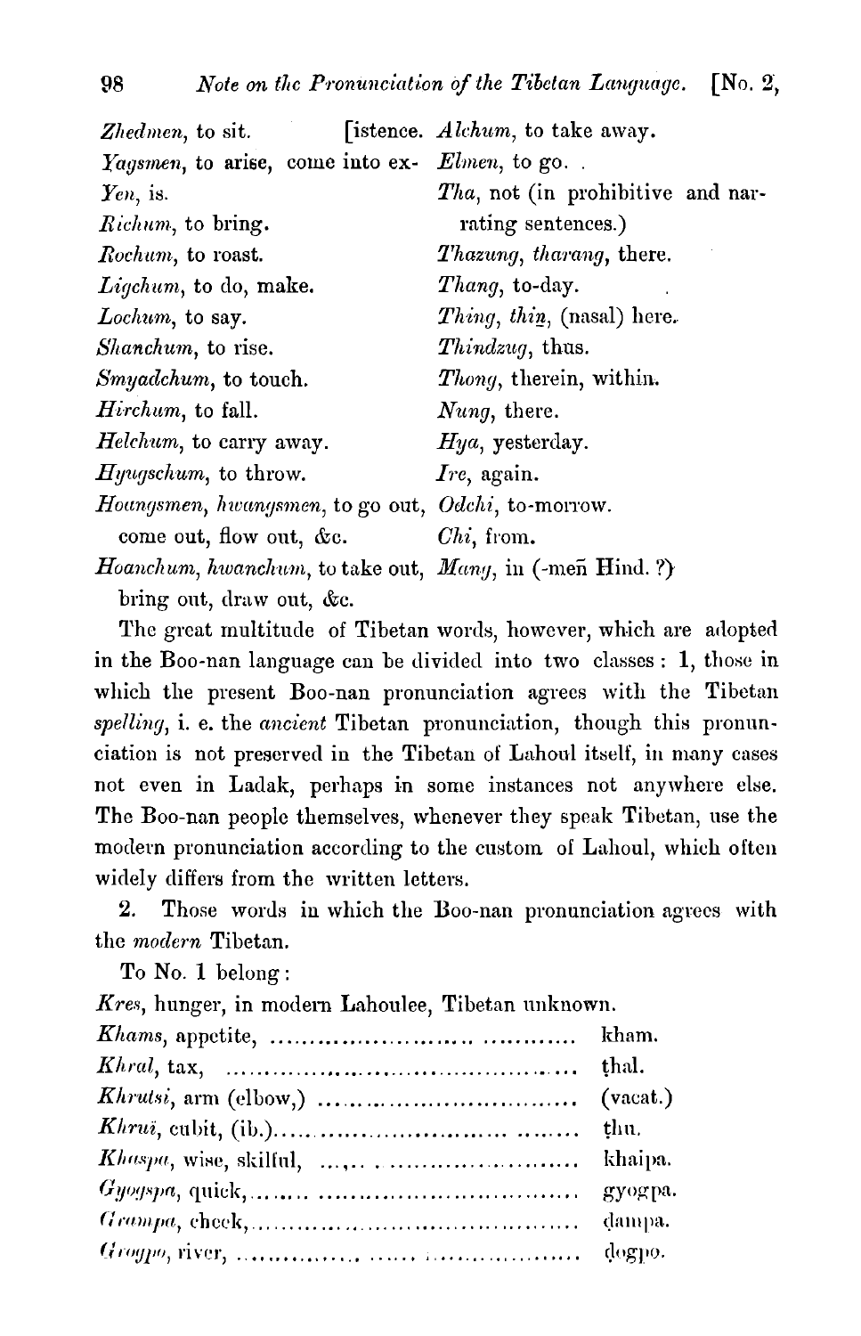*Zhedmen*, to sit.

*Yagsmen*, to arise, come into existence.

*Yen*, is.

*Richum*, to bring.

*Rochum*, to roast.

*Ligchum*, to do, make.

*Lochum*, to say.

*Shanchum*, to rise.

*Smyadchum*, to touch.

*Hirchum*, to fall.

*Helchum*, to carry away.

*Hyugschum*, to throw.

*Hoangsmen*, *hwangsmen*, to go out, come out, flow out, &c.

*Hoanchum*, *hwanchum*, to take out, bring out, draw out, &c.

*Alchum*, to take away.

*Elmen*, to go.

*Tha*, not (in prohibitive and narrating sentences.)

*Thazung*, *tharang*, there.

*Thang*, to-day.

*Thing*, *thiṉ*, (nasal) here.

*Thindzug*, thus.

*Thong*, therein, within.

*Nung*, there.

*Hya*, yesterday.

*Ire*, again.

*Odchi*, to-morrow.

*Chi*, from.

*Mang*, in (-meñ Hind. ?)

The great multitude of Tibetan words, however, which are adopted in the Boo-nan language can be divided into two classes: 1, those in which the present Boo-nan pronunciation agrees with the Tibetan *spelling*, i. e. the *ancient* Tibetan pronunciation, though this pronunciation is not preserved in the Tibetan of Lahoul itself, in many cases not even in Ladak, perhaps in some instances not anywhere else. The Boo-nan people themselves, whenever they speak Tibetan, use the modern pronunciation according to the custom of Lahoul, which often widely differs from the written letters.

2. Those words in which the Boo-nan pronunciation agrees with the *modern* Tibetan.

To No. 1 belong:

*Kres*, hunger, in modern Lahoulee, Tibetan unknown.

*Khams*, appetite, .................................... kham.

*Khral*, tax, .................................... ṭhal.

*Khrutsi*, arm (elbow,) .................................... (vacat.)

*Khrui*, cubit, (ib.).................................... ṭhu.

*Khaspa*, wise, skilful, .................................... khaipa.

*Gyogspa*, quick,.................................... gyogpa.

*Grampa*, cheek,.................................... ḍampa.

*Grogpo*, river, .................................... ḍogpo.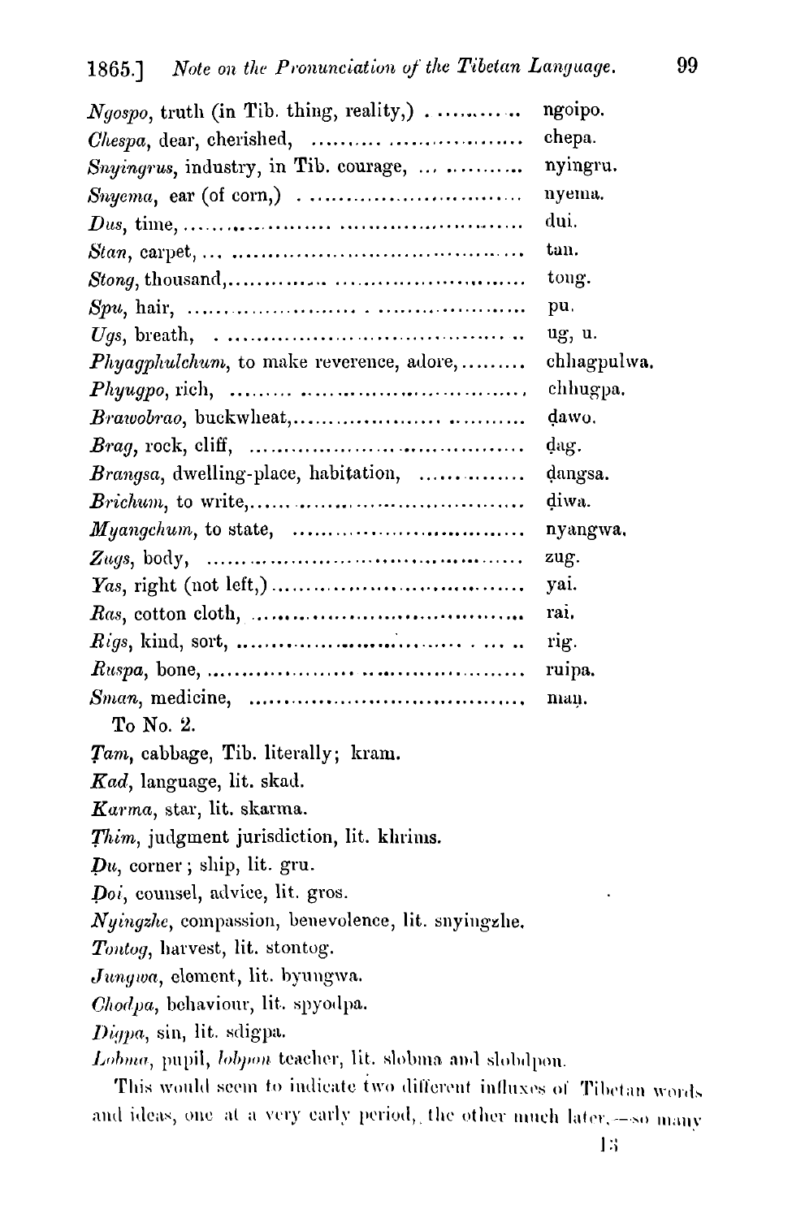*Ngospo*, truth (in Tib. thing, reality,) .......... ngoipo.
*Chespa*, dear, cherished, .......................... chepa.
*Snyingrus*, industry, in Tib. courage, ... .......... nyingru.
*Snyema*, ear (of corn,) .............................. nyema.
*Dus*, time, ................................................ dui.
*Stan*, carpet, ... ........................................ tan.
*Stong*, thousand,........................................ tong.
*Spu*, hair, ................................................ pu.
*Ugs*, breath, .............................................. ug, u.
*Phyagphulchum*, to make reverence, adore,......... chhagpulwa.
*Phyugpo*, rich, .......................................... chhugpa.
*Brawobrao*, buckwheat,.................................. ḍawo.
*Brag*, rock, cliff, ....................................... ḍag.
*Brangsa*, dwelling-place, habitation, ............... ḍangsa.
*Brichum*, to write,........................................ ḍiwa.
*Myangchum*, to state, .................................. nyangwa.
*Zugs*, body, .............................................. zug.
*Yas*, right (not left,) .................................. yai.
*Ras*, cotton cloth, ...................................... rai.
*Rigs*, kind, sort, ....................................... rig.
*Ruspa*, bone, ............................................ ruipa.
*Sman*, medicine, ........................................ maṇ.

To No. 2.

*Ṭam*, cabbage, Tib. literally; kram.

*Kad*, language, lit. skad.

*Karma*, star, lit. skarma.

*Ṭhim*, judgment jurisdiction, lit. khrims.

*Ḍu*, corner; ship, lit. gru.

*Ḍoi*, counsel, advice, lit. gros.

*Nyingzhe*, compassion, benevolence, lit. snyingzhe.

*Tontog*, harvest, lit. stontog.

*Jungwa*, element, lit. byungwa.

*Chodpa*, behaviour, lit. spyodpa.

*Digpa*, sin, lit. sdigpa.

*Lobma*, pupil, *lobpon* teacher, lit. slobma and slobdpon.

This would seem to indicate two different influxes of Tibetan words and ideas, one at a very early period, the other much later,—so many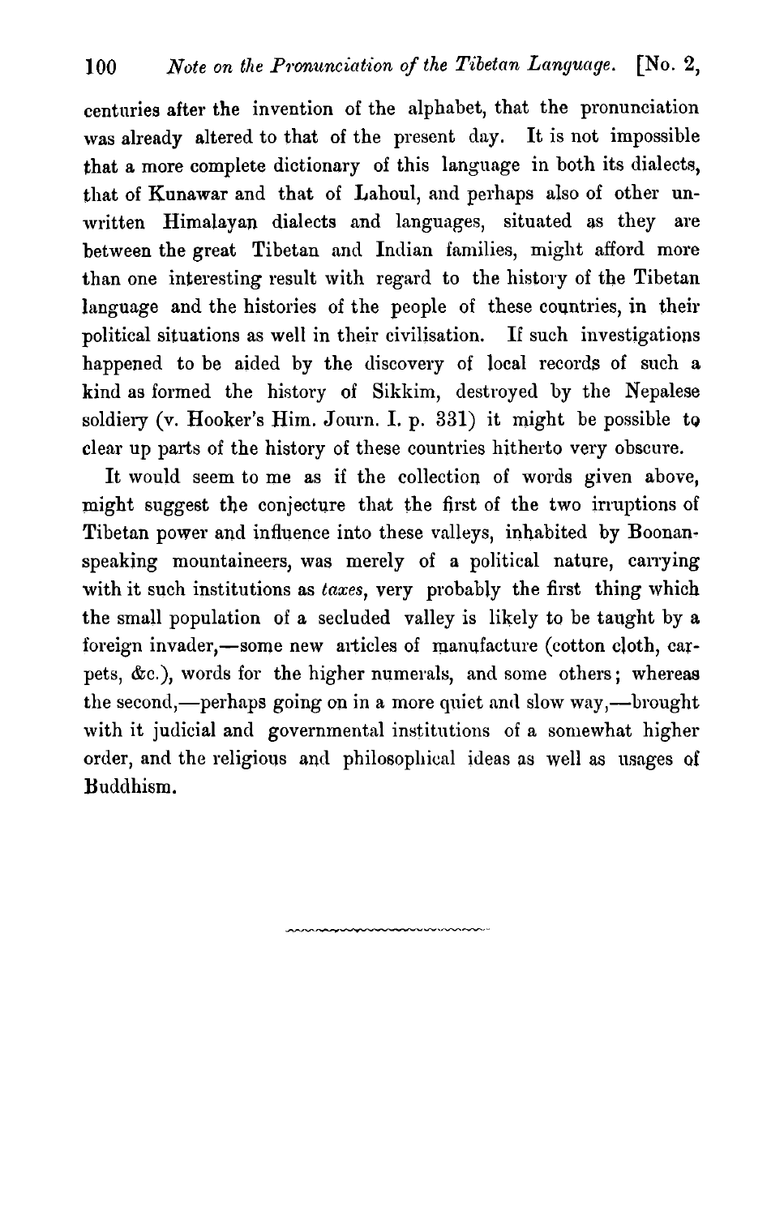centuries after the invention of the alphabet, that the pronunciation was already altered to that of the present day. It is not impossible that a more complete dictionary of this language in both its dialects, that of Kunawar and that of Lahoul, and perhaps also of other unwritten Himalayan dialects and languages, situated as they are between the great Tibetan and Indian families, might afford more than one interesting result with regard to the history of the Tibetan language and the histories of the people of these countries, in their political situations as well in their civilisation. If such investigations happened to be aided by the discovery of local records of such a kind as formed the history of Sikkim, destroyed by the Nepalese soldiery (v. Hooker's Him. Journ. I. p. 331) it might be possible to clear up parts of the history of these countries hitherto very obscure.

It would seem to me as if the collection of words given above, might suggest the conjecture that the first of the two irruptions of Tibetan power and influence into these valleys, inhabited by Boonan-speaking mountaineers, was merely of a political nature, carrying with it such institutions as *taxes*, very probably the first thing which the small population of a secluded valley is likely to be taught by a foreign invader,—some new articles of manufacture (cotton cloth, carpets, &c.), words for the higher numerals, and some others; whereas the second,—perhaps going on in a more quiet and slow way,—brought with it judicial and governmental institutions of a somewhat higher order, and the religious and philosophical ideas as well as usages of Buddhism.